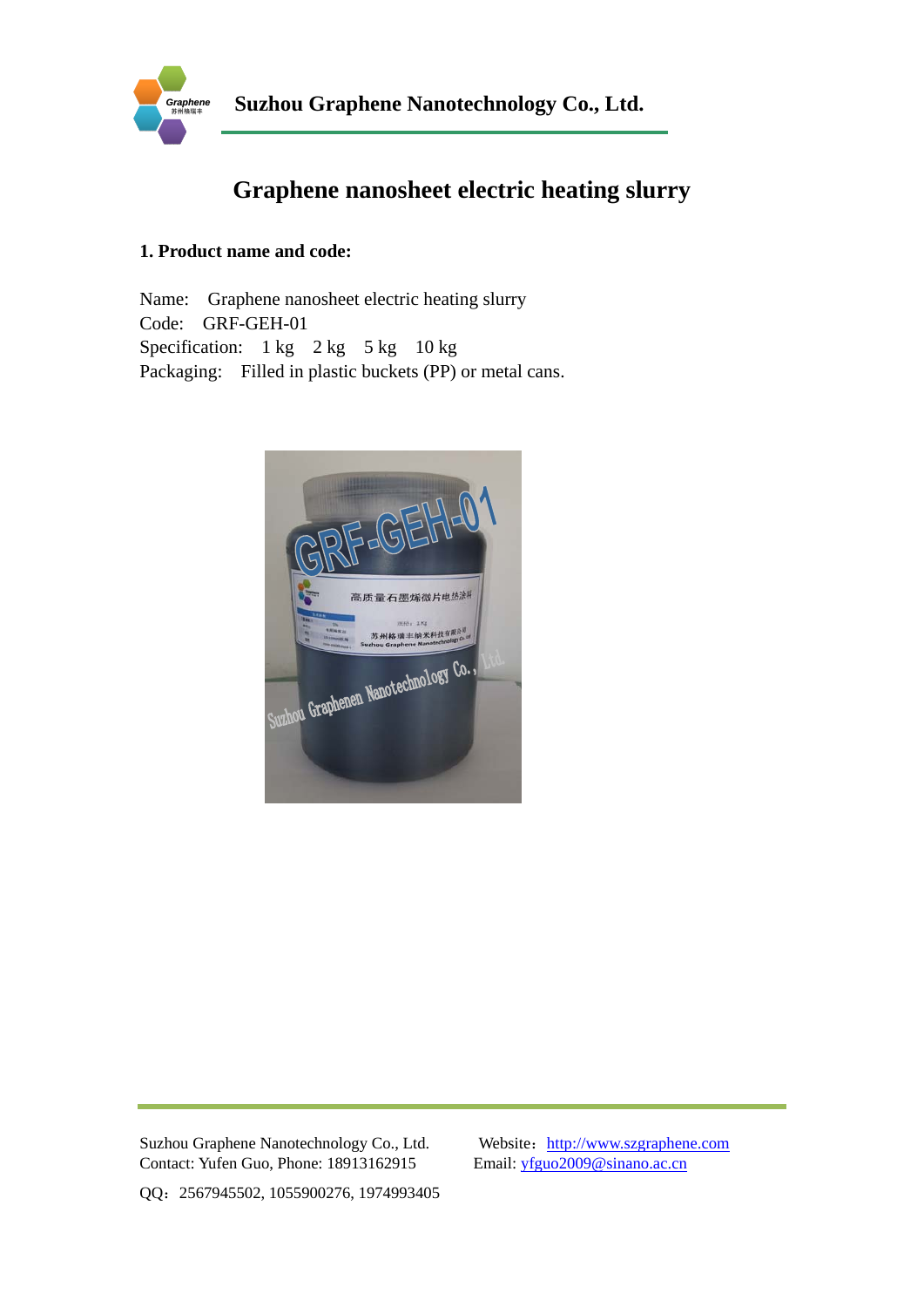# Graphene nanosheet electric heating slurry

## 1. Product name and code:

Name: Graphene nanosheet electric heating slurry
Code: GRF-GEH-01
Specification: 1 kg 2 kg 5 kg 10 kg
Packaging: Filled in plastic buckets (PP) or metal cans.

Suzhou Graphene Nanotechnology Co., Ltd.
Contact: Yufen Guo, Phone: 18913162915
Website：http://www.szgraphene.com
Email: yfguo2009@sinano.ac.cn
QQ：2567945502, 1055900276, 1974993405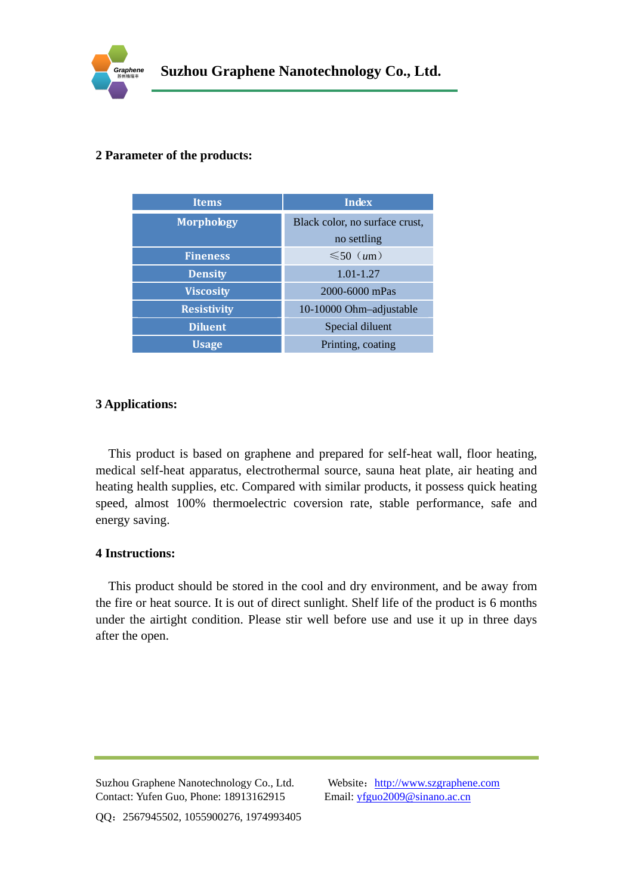## 2 Parameter of the products:

| Items | Index |
|---|---|
| Morphology | Black color, no surface crust, no settling |
| Fineness | ≤50（um） |
| Density | 1.01-1.27 |
| Viscosity | 2000-6000 mPas |
| Resistivity | 10-10000 Ohm–adjustable |
| Diluent | Special diluent |
| Usage | Printing, coating |

## 3 Applications:

This product is based on graphene and prepared for self-heat wall, floor heating, medical self-heat apparatus, electrothermal source, sauna heat plate, air heating and heating health supplies, etc. Compared with similar products, it possess quick heating speed, almost 100% thermoelectric coversion rate, stable performance, safe and energy saving.

## 4 Instructions:

This product should be stored in the cool and dry environment, and be away from the fire or heat source. It is out of direct sunlight. Shelf life of the product is 6 months under the airtight condition. Please stir well before use and use it up in three days after the open.

Suzhou Graphene Nanotechnology Co., Ltd.　Website：http://www.szgraphene.com
Contact: Yufen Guo, Phone: 18913162915　Email: yfguo2009@sinano.ac.cn
QQ：2567945502, 1055900276, 1974993405